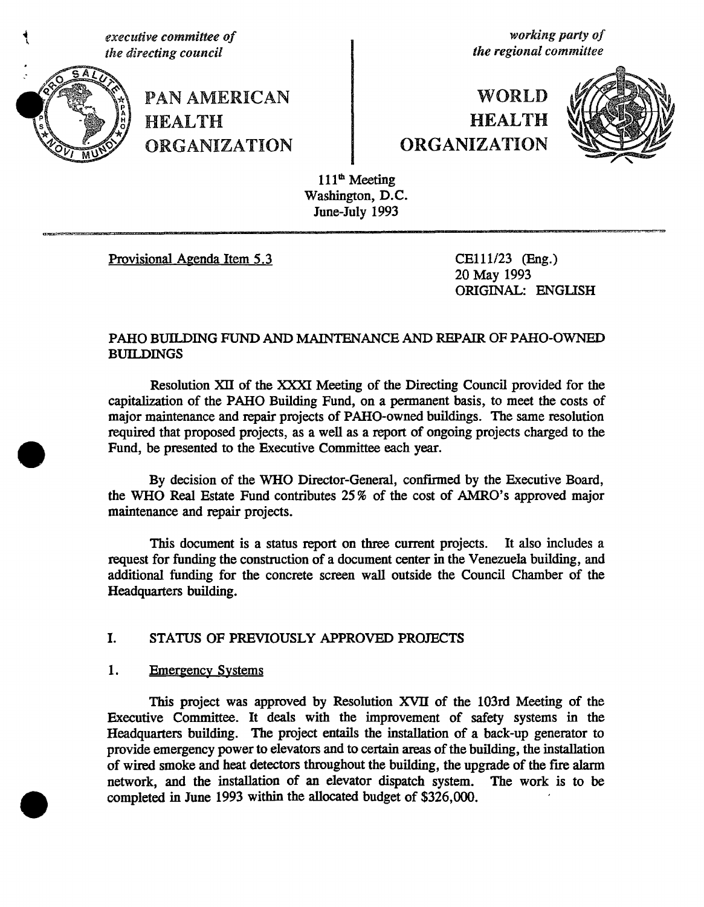*executive committee of the directing council*

**PAN AMERICAN HEALTH ORGANIZATION**

*working party of the regional committee*

**WORLD HEALTH ORGANIZATION**

111th Meeting
Washington, D.C.
June-July 1993

Provisional Agenda Item 5.3

CE111/23 (Eng.)
20 May 1993
ORIGINAL: ENGLISH

## PAHO BUILDING FUND AND MAINTENANCE AND REPAIR OF PAHO-OWNED BUILDINGS

Resolution XII of the XXXI Meeting of the Directing Council provided for the capitalization of the PAHO Building Fund, on a permanent basis, to meet the costs of major maintenance and repair projects of PAHO-owned buildings. The same resolution required that proposed projects, as a well as a report of ongoing projects charged to the Fund, be presented to the Executive Committee each year.

By decision of the WHO Director-General, confirmed by the Executive Board, the WHO Real Estate Fund contributes 25% of the cost of AMRO's approved major maintenance and repair projects.

This document is a status report on three current projects. It also includes a request for funding the construction of a document center in the Venezuela building, and additional funding for the concrete screen wall outside the Council Chamber of the Headquarters building.

### I. STATUS OF PREVIOUSLY APPROVED PROJECTS

#### 1. Emergency Systems

This project was approved by Resolution XVII of the 103rd Meeting of the Executive Committee. It deals with the improvement of safety systems in the Headquarters building. The project entails the installation of a back-up generator to provide emergency power to elevators and to certain areas of the building, the installation of wired smoke and heat detectors throughout the building, the upgrade of the fire alarm network, and the installation of an elevator dispatch system. The work is to be completed in June 1993 within the allocated budget of $326,000.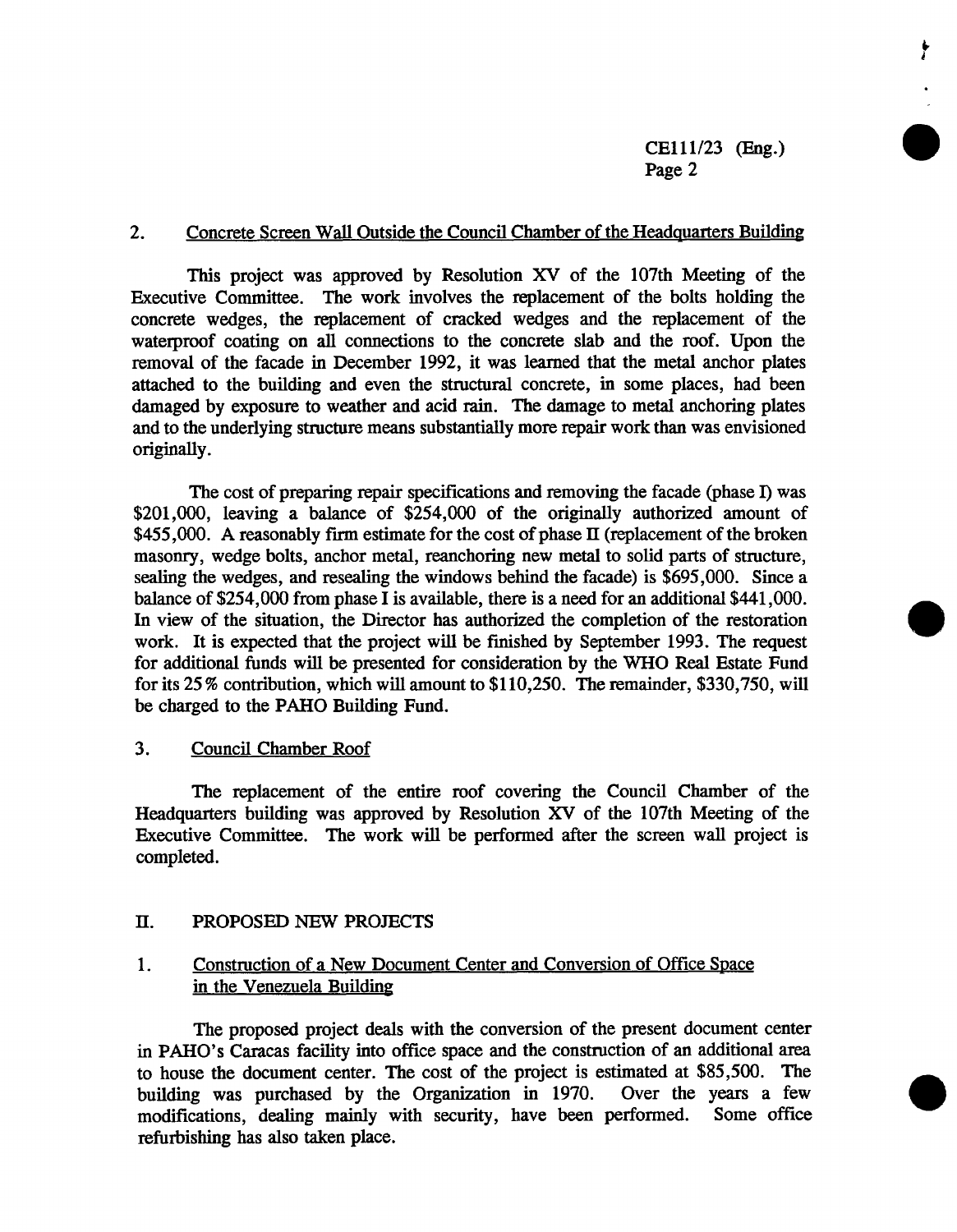## 2. Concrete Screen Wall Outside the Council Chamber of the Headquarters Building

This project was approved by Resolution XV of the 107th Meeting of the Executive Committee. The work involves the replacement of the bolts holding the concrete wedges, the replacement of cracked wedges and the replacement of the waterproof coating on all connections to the concrete slab and the roof. Upon the removal of the facade in December 1992, it was learned that the metal anchor plates attached to the building and even the structural concrete, in some places, had been damaged by exposure to weather and acid rain. The damage to metal anchoring plates and to the underlying structure means substantially more repair work than was envisioned originally.

The cost of preparing repair specifications and removing the facade (phase I) was $201,000, leaving a balance of $254,000 of the originally authorized amount of $455,000. A reasonably firm estimate for the cost of phase II (replacement of the broken masonry, wedge bolts, anchor metal, reanchoring new metal to solid parts of structure, sealing the wedges, and resealing the windows behind the facade) is $695,000. Since a balance of $254,000 from phase I is available, there is a need for an additional $441,000. In view of the situation, the Director has authorized the completion of the restoration work. It is expected that the project will be finished by September 1993. The request for additional funds will be presented for consideration by the WHO Real Estate Fund for its 25% contribution, which will amount to $110,250. The remainder, $330,750, will be charged to the PAHO Building Fund.

## 3. Council Chamber Roof

The replacement of the entire roof covering the Council Chamber of the Headquarters building was approved by Resolution XV of the 107th Meeting of the Executive Committee. The work will be performed after the screen wall project is completed.

# II. PROPOSED NEW PROJECTS

## 1. Construction of a New Document Center and Conversion of Office Space in the Venezuela Building

The proposed project deals with the conversion of the present document center in PAHO's Caracas facility into office space and the construction of an additional area to house the document center. The cost of the project is estimated at $85,500. The building was purchased by the Organization in 1970. Over the years a few modifications, dealing mainly with security, have been performed. Some office refurbishing has also taken place.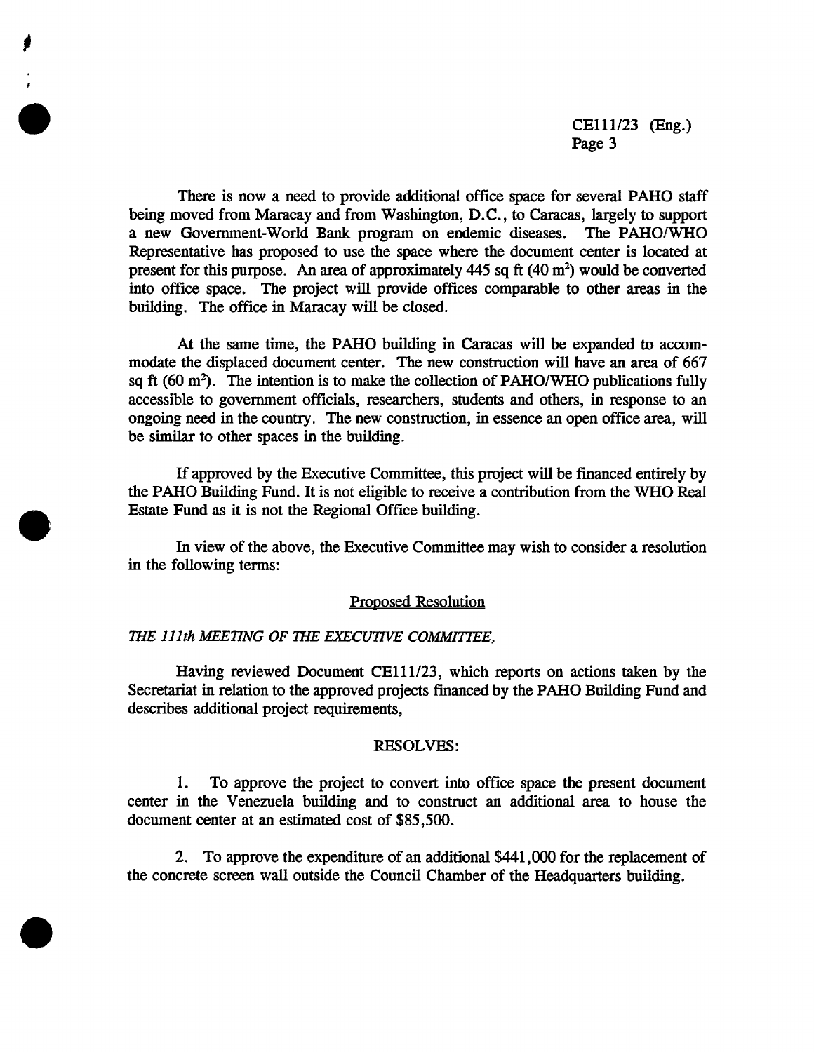There is now a need to provide additional office space for several PAHO staff being moved from Maracay and from Washington, D.C., to Caracas, largely to support a new Government-World Bank program on endemic diseases. The PAHO/WHO Representative has proposed to use the space where the document center is located at present for this purpose. An area of approximately 445 sq ft (40 $m^2$) would be converted into office space. The project will provide offices comparable to other areas in the building. The office in Maracay will be closed.

At the same time, the PAHO building in Caracas will be expanded to accommodate the displaced document center. The new construction will have an area of 667 sq ft (60 $m^2$). The intention is to make the collection of PAHO/WHO publications fully accessible to government officials, researchers, students and others, in response to an ongoing need in the country. The new construction, in essence an open office area, will be similar to other spaces in the building.

If approved by the Executive Committee, this project will be financed entirely by the PAHO Building Fund. It is not eligible to receive a contribution from the WHO Real Estate Fund as it is not the Regional Office building.

In view of the above, the Executive Committee may wish to consider a resolution in the following terms:

## Proposed Resolution

*THE 11th MEETING OF THE EXECUTIVE COMMITTEE,*

Having reviewed Document CE111/23, which reports on actions taken by the Secretariat in relation to the approved projects financed by the PAHO Building Fund and describes additional project requirements,

RESOLVES:

1. To approve the project to convert into office space the present document center in the Venezuela building and to construct an additional area to house the document center at an estimated cost of $85,500.

2. To approve the expenditure of an additional $441,000 for the replacement of the concrete screen wall outside the Council Chamber of the Headquarters building.